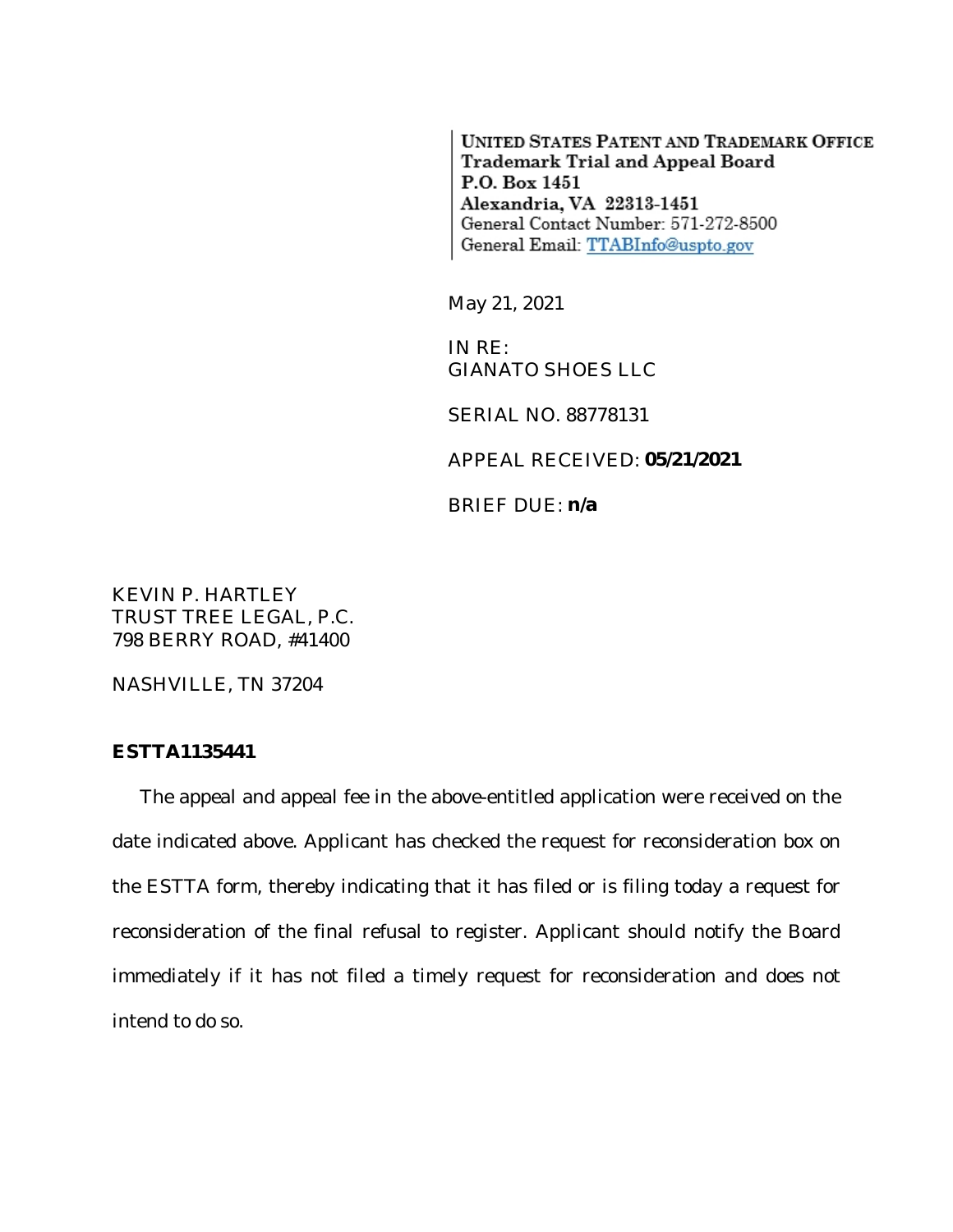**UNITED STATES PATENT AND TRADEMARK OFFICE**
**Trademark Trial and Appeal Board**
**P.O. Box 1451**
**Alexandria, VA 22313-1451**
General Contact Number: 571-272-8500
General Email: TTABInfo@uspto.gov

May 21, 2021

IN RE:
GIANATO SHOES LLC

SERIAL NO. 88778131

APPEAL RECEIVED: **05/21/2021**

BRIEF DUE: **n/a**

KEVIN P. HARTLEY
TRUST TREE LEGAL, P.C.
798 BERRY ROAD, #41400

NASHVILLE, TN 37204

**ESTTA1135441**

The appeal and appeal fee in the above-entitled application were received on the date indicated above. Applicant has checked the request for reconsideration box on the ESTTA form, thereby indicating that it has filed or is filing today a request for reconsideration of the final refusal to register. Applicant should notify the Board immediately if it has not filed a timely request for reconsideration and does not intend to do so.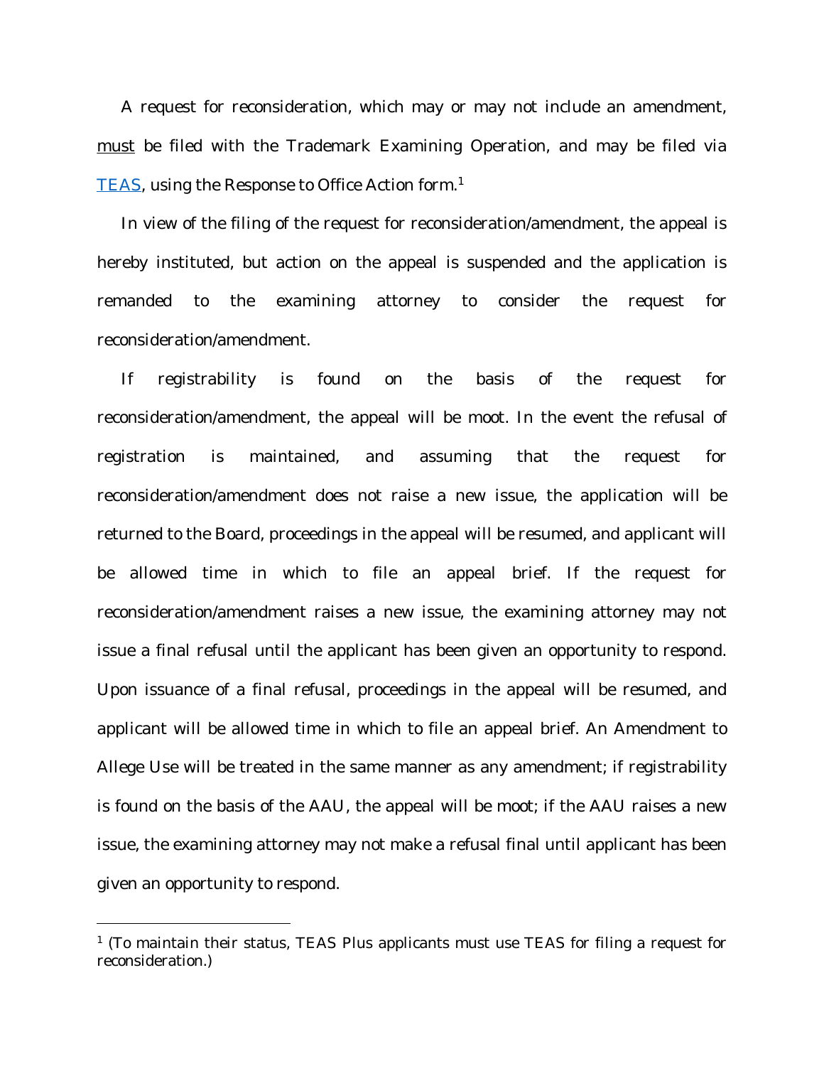A request for reconsideration, which may or may not include an amendment, <u>must</u> be filed with the Trademark Examining Operation, and may be filed via [TEAS](), using the Response to Office Action form.[1]

In view of the filing of the request for reconsideration/amendment, the appeal is hereby instituted, but action on the appeal is suspended and the application is remanded to the examining attorney to consider the request for reconsideration/amendment.

If registrability is found on the basis of the request for reconsideration/amendment, the appeal will be moot. In the event the refusal of registration is maintained, and assuming that the request for reconsideration/amendment does not raise a new issue, the application will be returned to the Board, proceedings in the appeal will be resumed, and applicant will be allowed time in which to file an appeal brief. If the request for reconsideration/amendment raises a new issue, the examining attorney may not issue a final refusal until the applicant has been given an opportunity to respond. Upon issuance of a final refusal, proceedings in the appeal will be resumed, and applicant will be allowed time in which to file an appeal brief. An Amendment to Allege Use will be treated in the same manner as any amendment; if registrability is found on the basis of the AAU, the appeal will be moot; if the AAU raises a new issue, the examining attorney may not make a refusal final until applicant has been given an opportunity to respond.

---

[1] (To maintain their status, TEAS Plus applicants must use TEAS for filing a request for reconsideration.)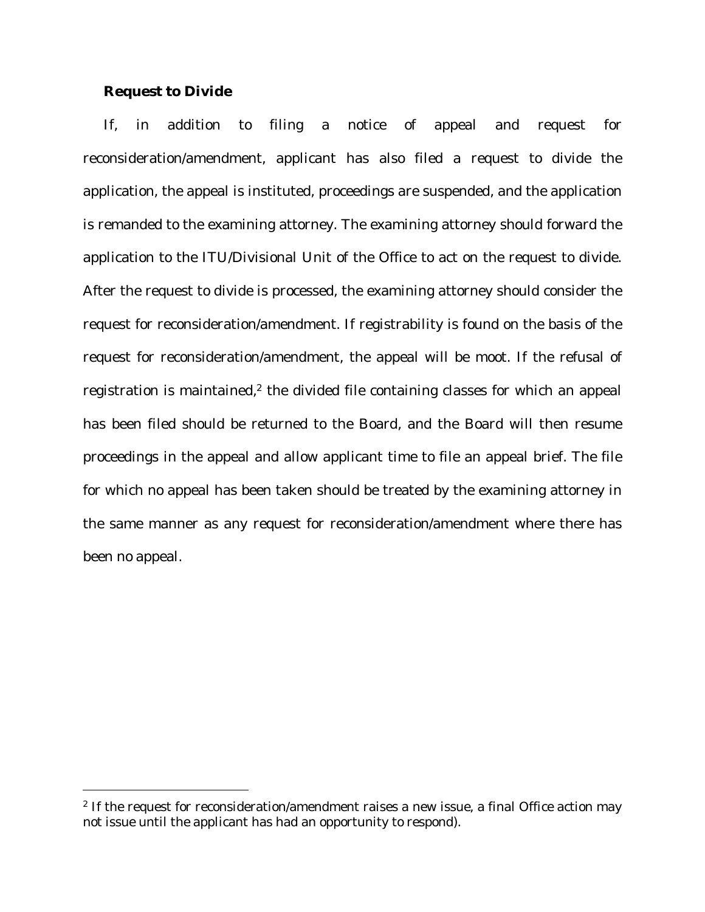**Request to Divide**

If, in addition to filing a notice of appeal and request for reconsideration/amendment, applicant has also filed a request to divide the application, the appeal is instituted, proceedings are suspended, and the application is remanded to the examining attorney. The examining attorney should forward the application to the ITU/Divisional Unit of the Office to act on the request to divide. After the request to divide is processed, the examining attorney should consider the request for reconsideration/amendment. If registrability is found on the basis of the request for reconsideration/amendment, the appeal will be moot. If the refusal of registration is maintained,[2] the divided file containing classes for which an appeal has been filed should be returned to the Board, and the Board will then resume proceedings in the appeal and allow applicant time to file an appeal brief. The file for which no appeal has been taken should be treated by the examining attorney in the same manner as any request for reconsideration/amendment where there has been no appeal.

---

[2] If the request for reconsideration/amendment raises a new issue, a final Office action may not issue until the applicant has had an opportunity to respond).